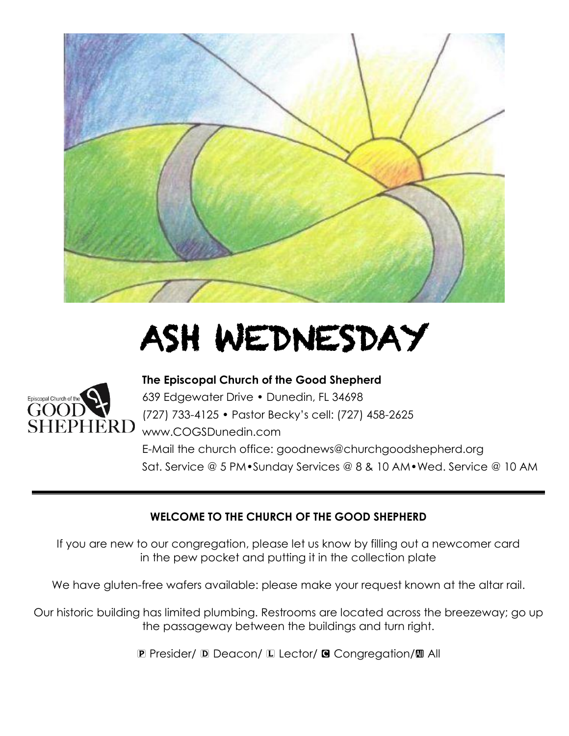# ASH WEDNESDAY

**The Episcopal Church of the Good Shepherd**
639 Edgewater Drive • Dunedin, FL 34698
(727) 733-4125 • Pastor Becky's cell: (727) 458-2625
www.COGSDunedin.com
E-Mail the church office: goodnews@churchgoodshepherd.org
Sat. Service @ 5 PM•Sunday Services @ 8 & 10 AM•Wed. Service @ 10 AM

---

**WELCOME TO THE CHURCH OF THE GOOD SHEPHERD**

If you are new to our congregation, please let us know by filling out a newcomer card in the pew pocket and putting it in the collection plate

We have gluten-free wafers available: please make your request known at the altar rail.

Our historic building has limited plumbing. Restrooms are located across the breezeway; go up the passageway between the buildings and turn right.

P Presider/ D Deacon/ L Lector/ C Congregation/ All All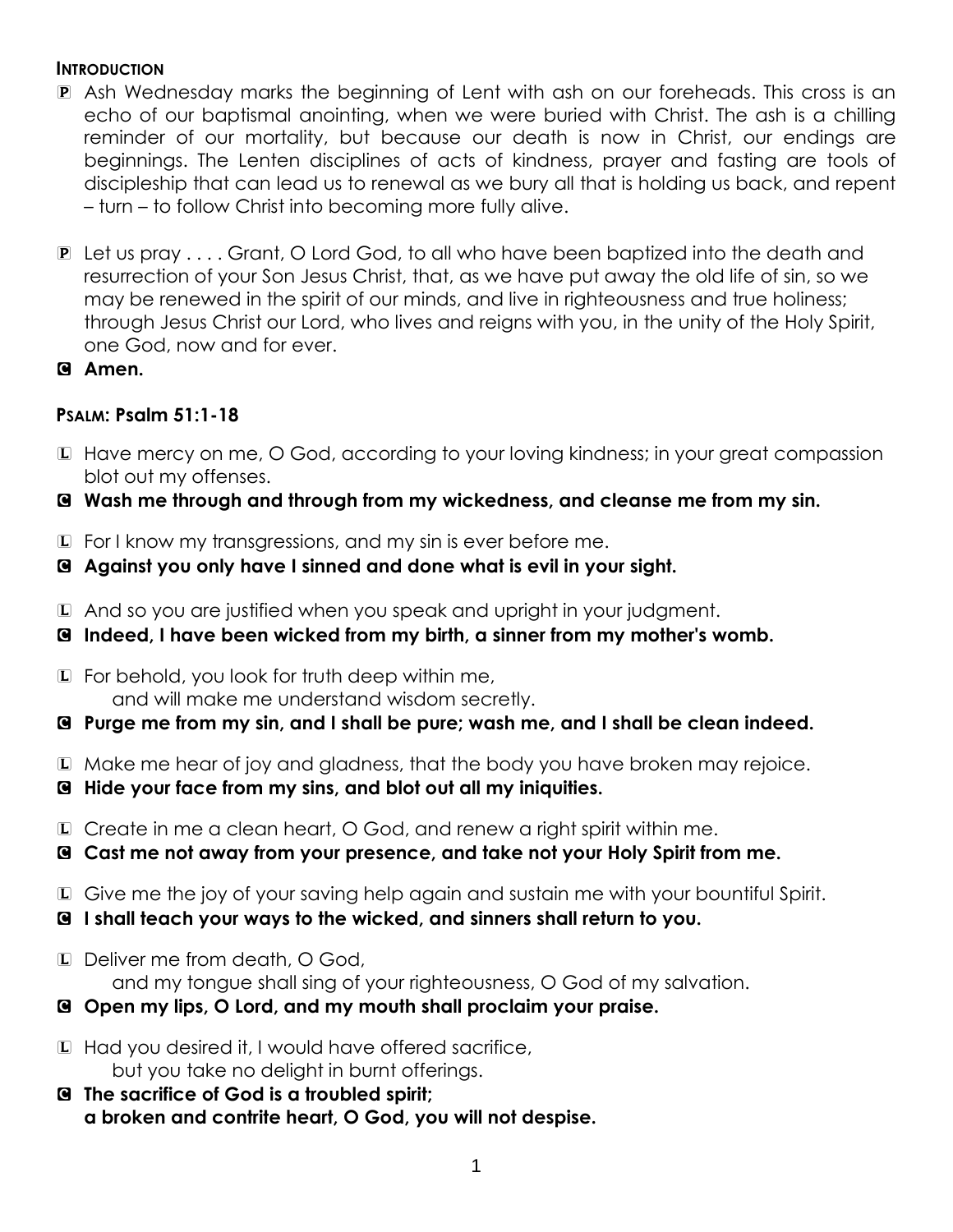**Introduction**

P Ash Wednesday marks the beginning of Lent with ash on our foreheads. This cross is an echo of our baptismal anointing, when we were buried with Christ. The ash is a chilling reminder of our mortality, but because our death is now in Christ, our endings are beginnings. The Lenten disciplines of acts of kindness, prayer and fasting are tools of discipleship that can lead us to renewal as we bury all that is holding us back, and repent – turn – to follow Christ into becoming more fully alive.

P Let us pray . . . . Grant, O Lord God, to all who have been baptized into the death and resurrection of your Son Jesus Christ, that, as we have put away the old life of sin, so we may be renewed in the spirit of our minds, and live in righteousness and true holiness; through Jesus Christ our Lord, who lives and reigns with you, in the unity of the Holy Spirit, one God, now and for ever.

**C Amen.**

**Psalm: Psalm 51:1-18**

L Have mercy on me, O God, according to your loving kindness; in your great compassion blot out my offenses.

**C Wash me through and through from my wickedness, and cleanse me from my sin.**

L For I know my transgressions, and my sin is ever before me.

**C Against you only have I sinned and done what is evil in your sight.**

L And so you are justified when you speak and upright in your judgment.

**C Indeed, I have been wicked from my birth, a sinner from my mother's womb.**

L For behold, you look for truth deep within me,
and will make me understand wisdom secretly.

**C Purge me from my sin, and I shall be pure; wash me, and I shall be clean indeed.**

L Make me hear of joy and gladness, that the body you have broken may rejoice.

**C Hide your face from my sins, and blot out all my iniquities.**

L Create in me a clean heart, O God, and renew a right spirit within me.

**C Cast me not away from your presence, and take not your Holy Spirit from me.**

L Give me the joy of your saving help again and sustain me with your bountiful Spirit.

**C I shall teach your ways to the wicked, and sinners shall return to you.**

L Deliver me from death, O God,
and my tongue shall sing of your righteousness, O God of my salvation.

**C Open my lips, O Lord, and my mouth shall proclaim your praise.**

L Had you desired it, I would have offered sacrifice,
but you take no delight in burnt offerings.

**C The sacrifice of God is a troubled spirit;
a broken and contrite heart, O God, you will not despise.**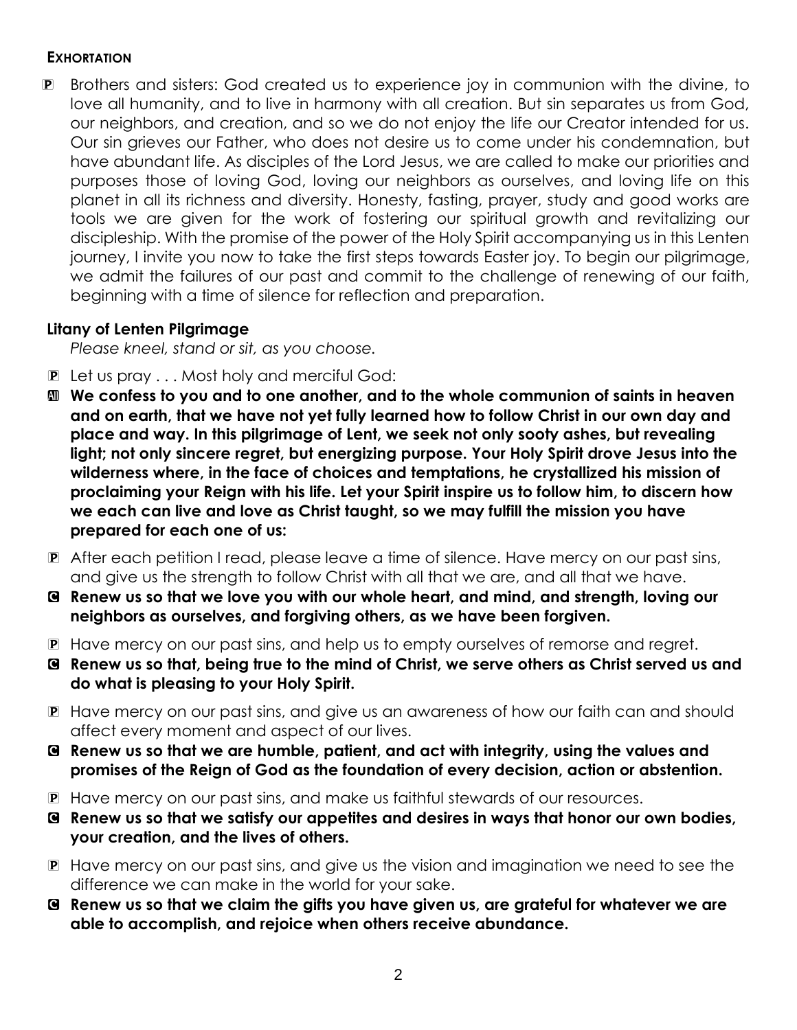**EXHORTATION**

P Brothers and sisters: God created us to experience joy in communion with the divine, to love all humanity, and to live in harmony with all creation. But sin separates us from God, our neighbors, and creation, and so we do not enjoy the life our Creator intended for us. Our sin grieves our Father, who does not desire us to come under his condemnation, but have abundant life. As disciples of the Lord Jesus, we are called to make our priorities and purposes those of loving God, loving our neighbors as ourselves, and loving life on this planet in all its richness and diversity. Honesty, fasting, prayer, study and good works are tools we are given for the work of fostering our spiritual growth and revitalizing our discipleship. With the promise of the power of the Holy Spirit accompanying us in this Lenten journey, I invite you now to take the first steps towards Easter joy. To begin our pilgrimage, we admit the failures of our past and commit to the challenge of renewing of our faith, beginning with a time of silence for reflection and preparation.

**Litany of Lenten Pilgrimage**

*Please kneel, stand or sit, as you choose.*

P Let us pray . . . Most holy and merciful God:

**All We confess to you and to one another, and to the whole communion of saints in heaven and on earth, that we have not yet fully learned how to follow Christ in our own day and place and way. In this pilgrimage of Lent, we seek not only sooty ashes, but revealing light; not only sincere regret, but energizing purpose. Your Holy Spirit drove Jesus into the wilderness where, in the face of choices and temptations, he crystallized his mission of proclaiming your Reign with his life. Let your Spirit inspire us to follow him, to discern how we each can live and love as Christ taught, so we may fulfill the mission you have prepared for each one of us:**

P After each petition I read, please leave a time of silence. Have mercy on our past sins, and give us the strength to follow Christ with all that we are, and all that we have.

**C Renew us so that we love you with our whole heart, and mind, and strength, loving our neighbors as ourselves, and forgiving others, as we have been forgiven.**

P Have mercy on our past sins, and help us to empty ourselves of remorse and regret.

**C Renew us so that, being true to the mind of Christ, we serve others as Christ served us and do what is pleasing to your Holy Spirit.**

P Have mercy on our past sins, and give us an awareness of how our faith can and should affect every moment and aspect of our lives.

**C Renew us so that we are humble, patient, and act with integrity, using the values and promises of the Reign of God as the foundation of every decision, action or abstention.**

P Have mercy on our past sins, and make us faithful stewards of our resources.

**C Renew us so that we satisfy our appetites and desires in ways that honor our own bodies, your creation, and the lives of others.**

P Have mercy on our past sins, and give us the vision and imagination we need to see the difference we can make in the world for your sake.

**C Renew us so that we claim the gifts you have given us, are grateful for whatever we are able to accomplish, and rejoice when others receive abundance.**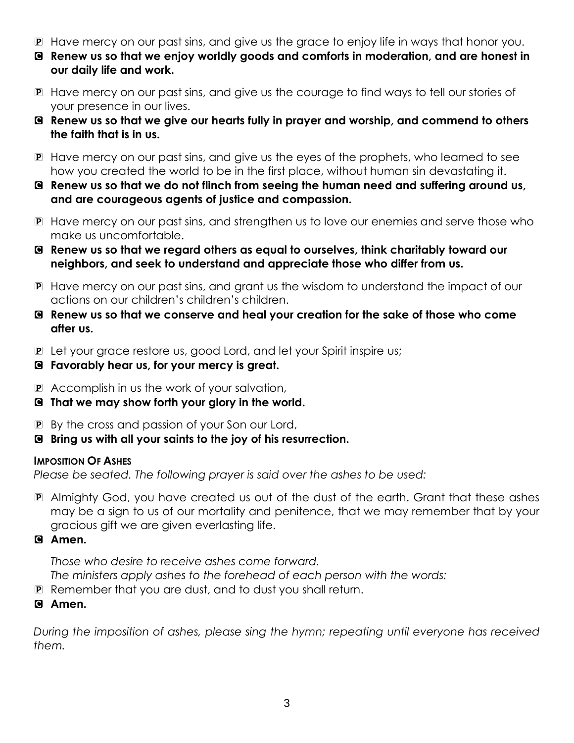P Have mercy on our past sins, and give us the grace to enjoy life in ways that honor you.

**C Renew us so that we enjoy worldly goods and comforts in moderation, and are honest in our daily life and work.**

P Have mercy on our past sins, and give us the courage to find ways to tell our stories of your presence in our lives.

**C Renew us so that we give our hearts fully in prayer and worship, and commend to others the faith that is in us.**

P Have mercy on our past sins, and give us the eyes of the prophets, who learned to see how you created the world to be in the first place, without human sin devastating it.

**C Renew us so that we do not flinch from seeing the human need and suffering around us, and are courageous agents of justice and compassion.**

P Have mercy on our past sins, and strengthen us to love our enemies and serve those who make us uncomfortable.

**C Renew us so that we regard others as equal to ourselves, think charitably toward our neighbors, and seek to understand and appreciate those who differ from us.**

P Have mercy on our past sins, and grant us the wisdom to understand the impact of our actions on our children's children's children.

**C Renew us so that we conserve and heal your creation for the sake of those who come after us.**

P Let your grace restore us, good Lord, and let your Spirit inspire us;

**C Favorably hear us, for your mercy is great.**

P Accomplish in us the work of your salvation,

**C That we may show forth your glory in the world.**

P By the cross and passion of your Son our Lord,

**C Bring us with all your saints to the joy of his resurrection.**

**IMPOSITION OF ASHES**

*Please be seated. The following prayer is said over the ashes to be used:*

P Almighty God, you have created us out of the dust of the earth. Grant that these ashes may be a sign to us of our mortality and penitence, that we may remember that by your gracious gift we are given everlasting life.

**C Amen.**

*Those who desire to receive ashes come forward.*
*The ministers apply ashes to the forehead of each person with the words:*

P Remember that you are dust, and to dust you shall return.

**C Amen.**

*During the imposition of ashes, please sing the hymn; repeating until everyone has received them.*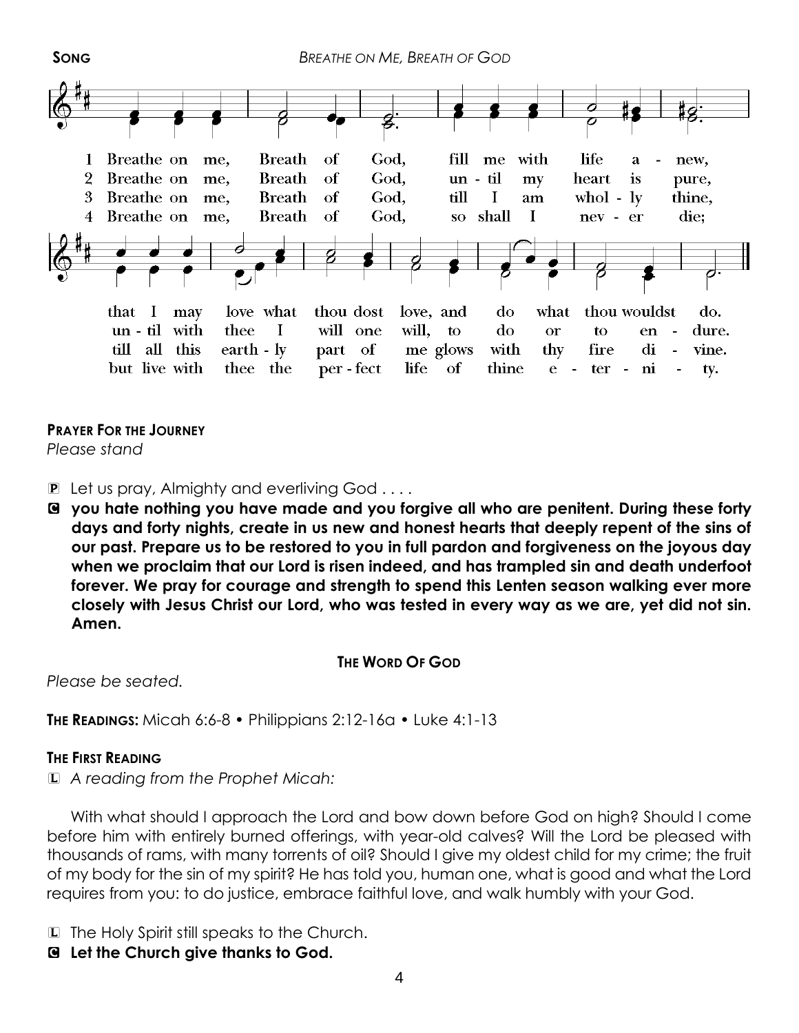**SONG** *BREATHE ON ME, BREATH OF GOD*

1 Breathe on me, Breath of God, fill me with life a - new, that I may love what thou dost love, and do what thou wouldst do.

2 Breathe on me, Breath of God, un - til my heart is pure, un - til with thee I will one will, to do or to en - dure.

3 Breathe on me, Breath of God, till I am whol - ly thine, till all this earth - ly part of me glows with thy fire di - vine.

4 Breathe on me, Breath of God, so shall I nev - er die; but live with thee the per - fect life of thine e - ter - ni - ty.

**PRAYER FOR THE JOURNEY**

*Please stand*

P Let us pray, Almighty and everliving God . . . .

C **you hate nothing you have made and you forgive all who are penitent. During these forty days and forty nights, create in us new and honest hearts that deeply repent of the sins of our past. Prepare us to be restored to you in full pardon and forgiveness on the joyous day when we proclaim that our Lord is risen indeed, and has trampled sin and death underfoot forever. We pray for courage and strength to spend this Lenten season walking ever more closely with Jesus Christ our Lord, who was tested in every way as we are, yet did not sin. Amen.**

## THE WORD OF GOD

*Please be seated.*

**THE READINGS:** Micah 6:6-8 • Philippians 2:12-16a • Luke 4:1-13

**THE FIRST READING**

L *A reading from the Prophet Micah:*

With what should I approach the Lord and bow down before God on high? Should I come before him with entirely burned offerings, with year-old calves? Will the Lord be pleased with thousands of rams, with many torrents of oil? Should I give my oldest child for my crime; the fruit of my body for the sin of my spirit? He has told you, human one, what is good and what the Lord requires from you: to do justice, embrace faithful love, and walk humbly with your God.

L The Holy Spirit still speaks to the Church.

C **Let the Church give thanks to God.**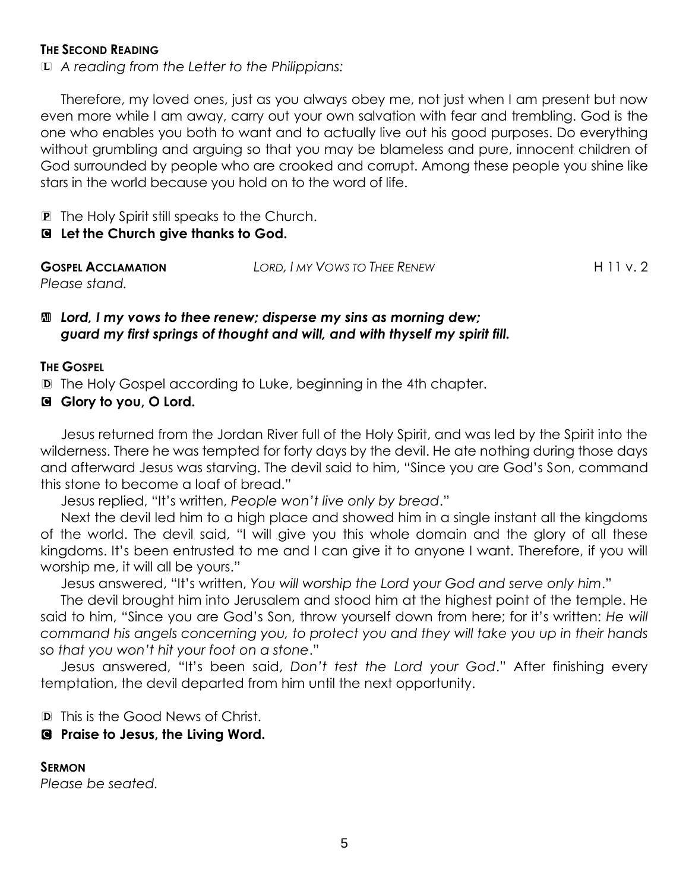**THE SECOND READING**

L *A reading from the Letter to the Philippians:*

Therefore, my loved ones, just as you always obey me, not just when I am present but now even more while I am away, carry out your own salvation with fear and trembling. God is the one who enables you both to want and to actually live out his good purposes. Do everything without grumbling and arguing so that you may be blameless and pure, innocent children of God surrounded by people who are crooked and corrupt. Among these people you shine like stars in the world because you hold on to the word of life.

P The Holy Spirit still speaks to the Church.

**C Let the Church give thanks to God.**

**GOSPEL ACCLAMATION** *LORD, I MY VOWS TO THEE RENEW* H 11 v. 2

*Please stand.*

**All *Lord, I my vows to thee renew; disperse my sins as morning dew; guard my first springs of thought and will, and with thyself my spirit fill.***

**THE GOSPEL**

D The Holy Gospel according to Luke, beginning in the 4th chapter.

**C Glory to you, O Lord.**

Jesus returned from the Jordan River full of the Holy Spirit, and was led by the Spirit into the wilderness. There he was tempted for forty days by the devil. He ate nothing during those days and afterward Jesus was starving. The devil said to him, "Since you are God's Son, command this stone to become a loaf of bread."

Jesus replied, "It's written, *People won't live only by bread*."

Next the devil led him to a high place and showed him in a single instant all the kingdoms of the world. The devil said, "I will give you this whole domain and the glory of all these kingdoms. It's been entrusted to me and I can give it to anyone I want. Therefore, if you will worship me, it will all be yours."

Jesus answered, "It's written, *You will worship the Lord your God and serve only him*."

The devil brought him into Jerusalem and stood him at the highest point of the temple. He said to him, "Since you are God's Son, throw yourself down from here; for it's written: *He will command his angels concerning you, to protect you and they will take you up in their hands so that you won't hit your foot on a stone*."

Jesus answered, "It's been said, *Don't test the Lord your God*." After finishing every temptation, the devil departed from him until the next opportunity.

D This is the Good News of Christ.

**C Praise to Jesus, the Living Word.**

**SERMON**

*Please be seated.*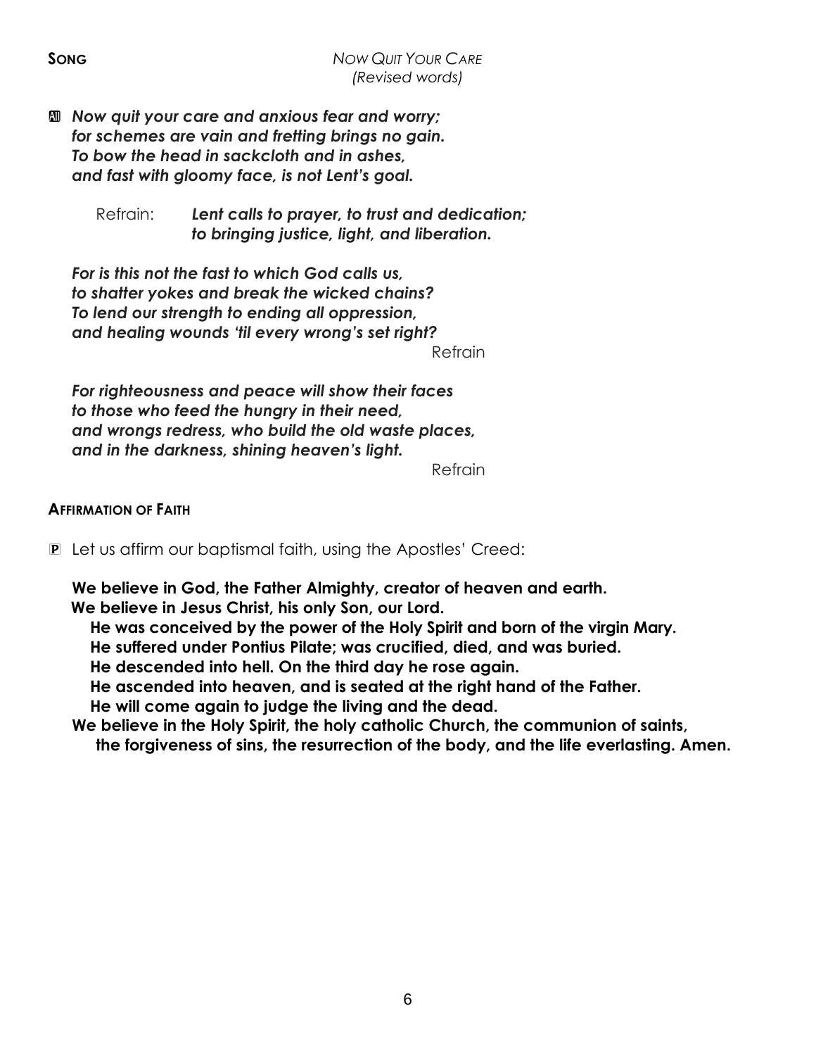**SONG** *NOW QUIT YOUR CARE*
*(Revised words)*

**All** ***Now quit your care and anxious fear and worry;***
***for schemes are vain and fretting brings no gain.***
***To bow the head in sackcloth and in ashes,***
***and fast with gloomy face, is not Lent's goal.***

Refrain: ***Lent calls to prayer, to trust and dedication;***
***to bringing justice, light, and liberation.***

***For is this not the fast to which God calls us,***
***to shatter yokes and break the wicked chains?***
***To lend our strength to ending all oppression,***
***and healing wounds 'til every wrong's set right?***
Refrain

***For righteousness and peace will show their faces***
***to those who feed the hungry in their need,***
***and wrongs redress, who build the old waste places,***
***and in the darkness, shining heaven's light.***
Refrain

**AFFIRMATION OF FAITH**

**P** Let us affirm our baptismal faith, using the Apostles' Creed:

**We believe in God, the Father Almighty, creator of heaven and earth.**
**We believe in Jesus Christ, his only Son, our Lord.**
**He was conceived by the power of the Holy Spirit and born of the virgin Mary.**
**He suffered under Pontius Pilate; was crucified, died, and was buried.**
**He descended into hell. On the third day he rose again.**
**He ascended into heaven, and is seated at the right hand of the Father.**
**He will come again to judge the living and the dead.**
**We believe in the Holy Spirit, the holy catholic Church, the communion of saints,**
**the forgiveness of sins, the resurrection of the body, and the life everlasting. Amen.**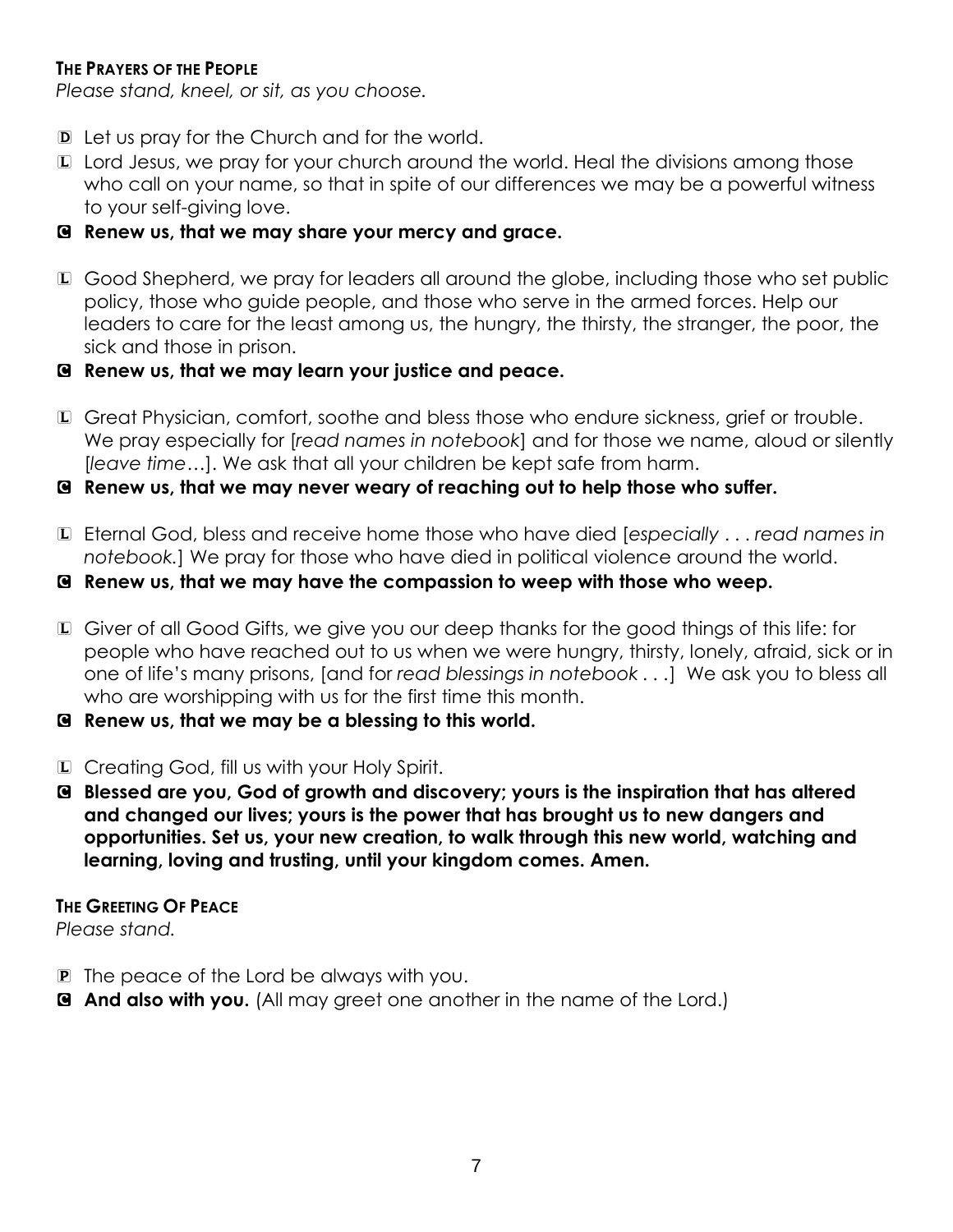**THE PRAYERS OF THE PEOPLE**

*Please stand, kneel, or sit, as you choose.*

D Let us pray for the Church and for the world.

L Lord Jesus, we pray for your church around the world. Heal the divisions among those who call on your name, so that in spite of our differences we may be a powerful witness to your self-giving love.

**C Renew us, that we may share your mercy and grace.**

L Good Shepherd, we pray for leaders all around the globe, including those who set public policy, those who guide people, and those who serve in the armed forces. Help our leaders to care for the least among us, the hungry, the thirsty, the stranger, the poor, the sick and those in prison.

**C Renew us, that we may learn your justice and peace.**

L Great Physician, comfort, soothe and bless those who endure sickness, grief or trouble. We pray especially for [*read names in notebook*] and for those we name, aloud or silently [*leave time*…]. We ask that all your children be kept safe from harm.

**C Renew us, that we may never weary of reaching out to help those who suffer.**

L Eternal God, bless and receive home those who have died [*especially . . . read names in notebook.*] We pray for those who have died in political violence around the world.

**C Renew us, that we may have the compassion to weep with those who weep.**

L Giver of all Good Gifts, we give you our deep thanks for the good things of this life: for people who have reached out to us when we were hungry, thirsty, lonely, afraid, sick or in one of life's many prisons, [and for *read blessings in notebook . . .*] We ask you to bless all who are worshipping with us for the first time this month.

**C Renew us, that we may be a blessing to this world.**

L Creating God, fill us with your Holy Spirit.

**C Blessed are you, God of growth and discovery; yours is the inspiration that has altered and changed our lives; yours is the power that has brought us to new dangers and opportunities. Set us, your new creation, to walk through this new world, watching and learning, loving and trusting, until your kingdom comes. Amen.**

**THE GREETING OF PEACE**

*Please stand.*

P The peace of the Lord be always with you.

**C And also with you.** (All may greet one another in the name of the Lord.)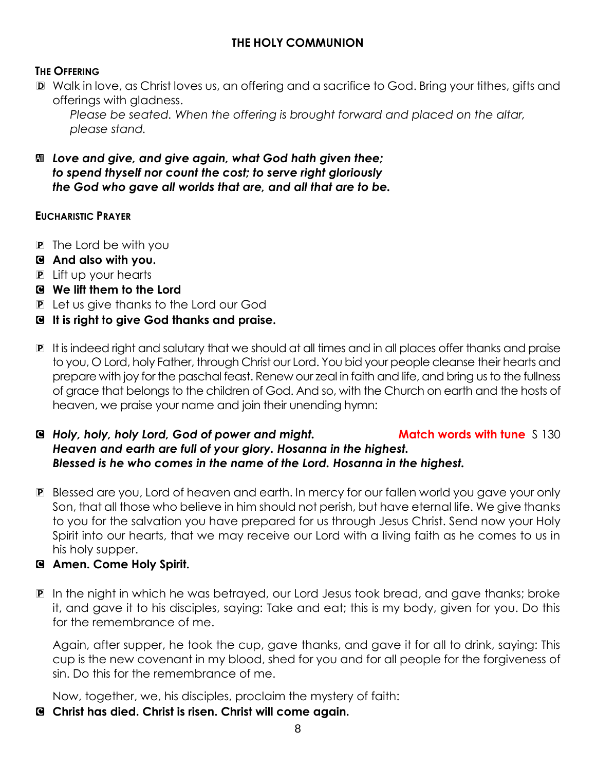# THE HOLY COMMUNION

## The Offering

D Walk in love, as Christ loves us, an offering and a sacrifice to God. Bring your tithes, gifts and offerings with gladness.

*Please be seated. When the offering is brought forward and placed on the altar, please stand.*

A ***Love and give, and give again, what God hath given thee;***
***to spend thyself nor count the cost; to serve right gloriously***
***the God who gave all worlds that are, and all that are to be.***

## Eucharistic Prayer

P The Lord be with you

C **And also with you.**

P Lift up your hearts

C **We lift them to the Lord**

P Let us give thanks to the Lord our God

C **It is right to give God thanks and praise.**

P It is indeed right and salutary that we should at all times and in all places offer thanks and praise to you, O Lord, holy Father, through Christ our Lord. You bid your people cleanse their hearts and prepare with joy for the paschal feast. Renew our zeal in faith and life, and bring us to the fullness of grace that belongs to the children of God. And so, with the Church on earth and the hosts of heaven, we praise your name and join their unending hymn:

C ***Holy, holy, holy Lord, God of power and might.*** **Match words with tune** S 130
***Heaven and earth are full of your glory. Hosanna in the highest.***
***Blessed is he who comes in the name of the Lord. Hosanna in the highest.***

P Blessed are you, Lord of heaven and earth. In mercy for our fallen world you gave your only Son, that all those who believe in him should not perish, but have eternal life. We give thanks to you for the salvation you have prepared for us through Jesus Christ. Send now your Holy Spirit into our hearts, that we may receive our Lord with a living faith as he comes to us in his holy supper.

C **Amen. Come Holy Spirit.**

P In the night in which he was betrayed, our Lord Jesus took bread, and gave thanks; broke it, and gave it to his disciples, saying: Take and eat; this is my body, given for you. Do this for the remembrance of me.

Again, after supper, he took the cup, gave thanks, and gave it for all to drink, saying: This cup is the new covenant in my blood, shed for you and for all people for the forgiveness of sin. Do this for the remembrance of me.

Now, together, we, his disciples, proclaim the mystery of faith:

C **Christ has died. Christ is risen. Christ will come again.**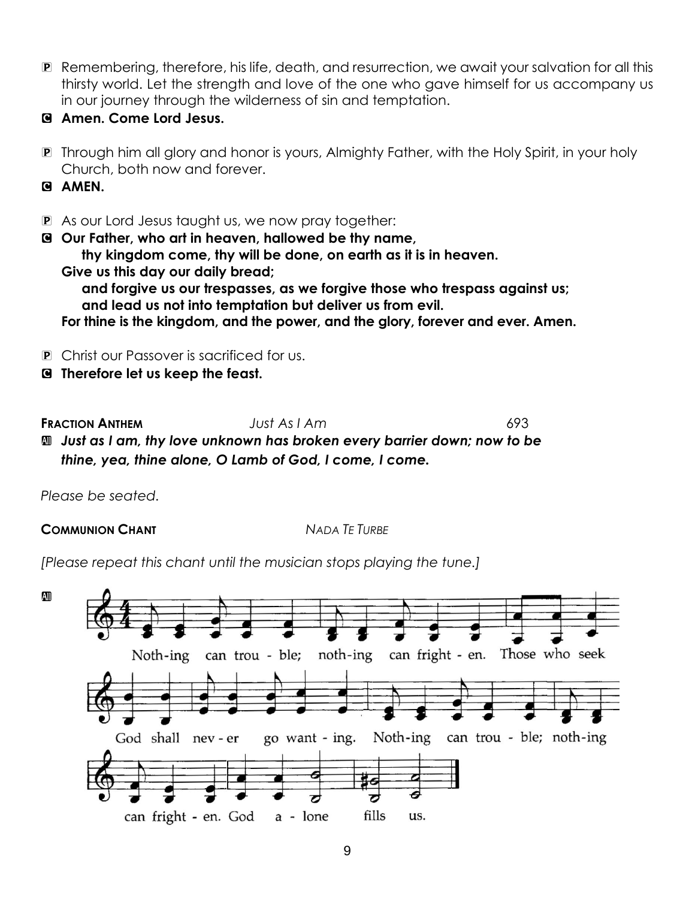**P** Remembering, therefore, his life, death, and resurrection, we await your salvation for all this thirsty world. Let the strength and love of the one who gave himself for us accompany us in our journey through the wilderness of sin and temptation.

**C** **Amen. Come Lord Jesus.**

**P** Through him all glory and honor is yours, Almighty Father, with the Holy Spirit, in your holy Church, both now and forever.

**C** **AMEN.**

**P** As our Lord Jesus taught us, we now pray together:

**C** **Our Father, who art in heaven, hallowed be thy name,**
**thy kingdom come, thy will be done, on earth as it is in heaven.**
**Give us this day our daily bread;**
**and forgive us our trespasses, as we forgive those who trespass against us;**
**and lead us not into temptation but deliver us from evil.**
**For thine is the kingdom, and the power, and the glory, forever and ever. Amen.**

**P** Christ our Passover is sacrificed for us.

**C** **Therefore let us keep the feast.**

**FRACTION ANTHEM** *Just As I Am* 693

**All** ***Just as I am, thy love unknown has broken every barrier down; now to be thine, yea, thine alone, O Lamb of God, I come, I come.***

*Please be seated.*

**COMMUNION CHANT** *NADA TE TURBE*

*[Please repeat this chant until the musician stops playing the tune.]*

**All**

Noth-ing can trou - ble; noth-ing can fright - en. Those who seek God shall nev - er go want - ing. Noth-ing can trou - ble; noth-ing can fright - en. God a - lone fills us.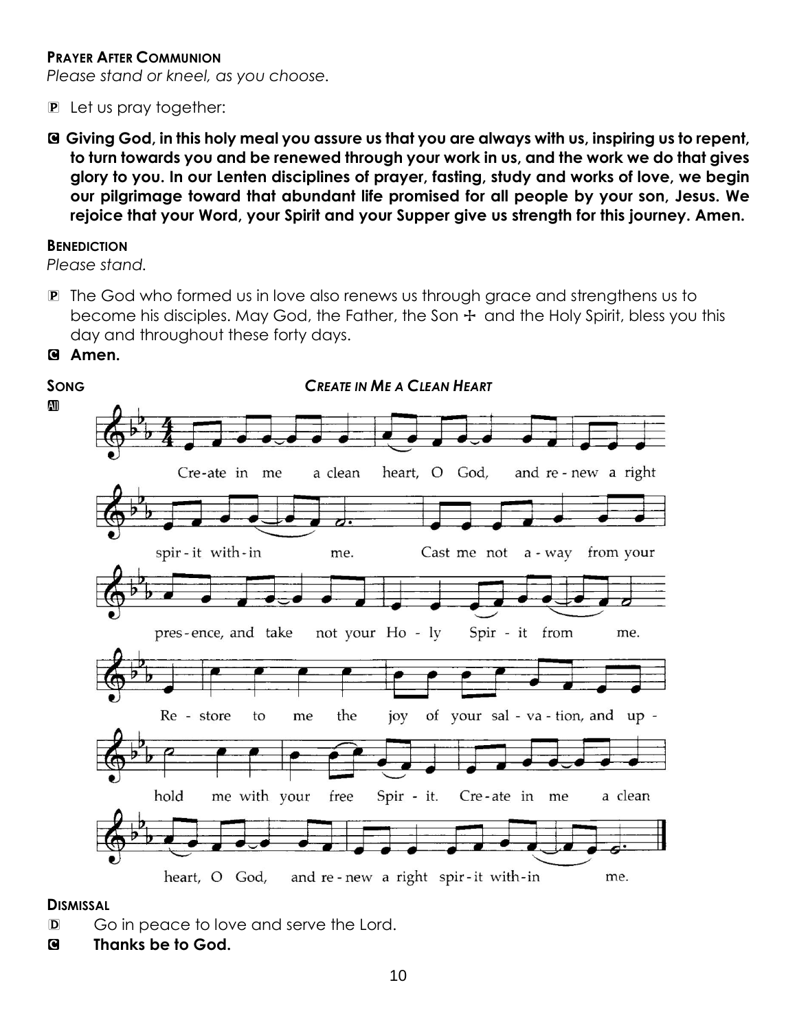**PRAYER AFTER COMMUNION**

*Please stand or kneel, as you choose.*

P Let us pray together:

C **Giving God, in this holy meal you assure us that you are always with us, inspiring us to repent, to turn towards you and be renewed through your work in us, and the work we do that gives glory to you. In our Lenten disciplines of prayer, fasting, study and works of love, we begin our pilgrimage toward that abundant life promised for all people by your son, Jesus. We rejoice that your Word, your Spirit and your Supper give us strength for this journey. Amen.**

**BENEDICTION**

*Please stand.*

P The God who formed us in love also renews us through grace and strengthens us to become his disciples. May God, the Father, the Son ☩ and the Holy Spirit, bless you this day and throughout these forty days.

C **Amen.**

**SONG** ***CREATE IN ME A CLEAN HEART***

All

Create in me a clean heart, O God, and renew a right spirit within me. Cast me not away from your presence, and take not your Holy Spirit from me. Restore to me the joy of your salvation, and uphold me with your free Spirit. Create in me a clean heart, O God, and renew a right spirit within me.

**DISMISSAL**

D Go in peace to love and serve the Lord.

C **Thanks be to God.**